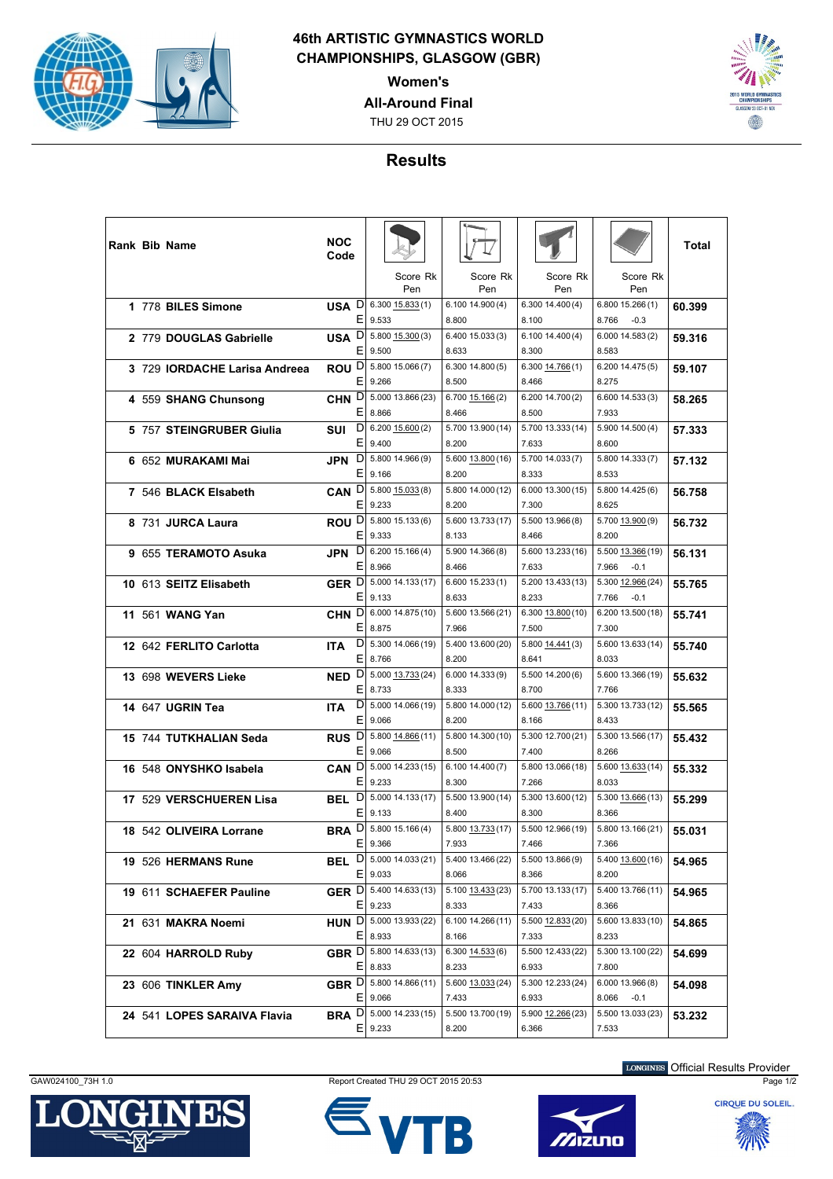# 46th ARTISTIC GYMNASTICS WORLD CHAMPIONSHIPS, GLASGOW (GBR)

## Women's

## All-Around Final

THU 29 OCT 2015

## Results

| Rank | Bib | Name | NOC Code | | Vault Score (Rk) Pen | Uneven Bars Score (Rk) Pen | Balance Beam Score (Rk) Pen | Floor Exercise Score (Rk) Pen | Total |
|---|---|---|---|---|---|---|---|---|---|
| 1 | 778 | BILES Simone | USA | D | 6.300 15.833 (1) | 6.100 14.900 (4) | 6.300 14.400 (4) | 6.800 15.266 (1) | 60.399 |
| | | | | E | 9.533 | 8.800 | 8.100 | 8.766 -0.3 | |
| 2 | 779 | DOUGLAS Gabrielle | USA | D | 5.800 15.300 (3) | 6.400 15.033 (3) | 6.100 14.400 (4) | 6.000 14.583 (2) | 59.316 |
| | | | | E | 9.500 | 8.633 | 8.300 | 8.583 | |
| 3 | 729 | IORDACHE Larisa Andreea | ROU | D | 5.800 15.066 (7) | 6.300 14.800 (5) | 6.300 14.766 (1) | 6.200 14.475 (5) | 59.107 |
| | | | | E | 9.266 | 8.500 | 8.466 | 8.275 | |
| 4 | 559 | SHANG Chunsong | CHN | D | 5.000 13.866 (23) | 6.700 15.166 (2) | 6.200 14.700 (2) | 6.600 14.533 (3) | 58.265 |
| | | | | E | 8.866 | 8.466 | 8.500 | 7.933 | |
| 5 | 757 | STEINGRUBER Giulia | SUI | D | 6.200 15.600 (2) | 5.700 13.900 (14) | 5.700 13.333 (14) | 5.900 14.500 (4) | 57.333 |
| | | | | E | 9.400 | 8.200 | 7.633 | 8.600 | |
| 6 | 652 | MURAKAMI Mai | JPN | D | 5.800 14.966 (9) | 5.600 13.800 (16) | 5.700 14.033 (7) | 5.800 14.333 (7) | 57.132 |
| | | | | E | 9.166 | 8.200 | 8.333 | 8.533 | |
| 7 | 546 | BLACK Elsabeth | CAN | D | 5.800 15.033 (8) | 5.800 14.000 (12) | 6.000 13.300 (15) | 5.800 14.425 (6) | 56.758 |
| | | | | E | 9.233 | 8.200 | 7.300 | 8.625 | |
| 8 | 731 | JURCA Laura | ROU | D | 5.800 15.133 (6) | 5.600 13.733 (17) | 5.500 13.966 (8) | 5.700 13.900 (9) | 56.732 |
| | | | | E | 9.333 | 8.133 | 8.466 | 8.200 | |
| 9 | 655 | TERAMOTO Asuka | JPN | D | 6.200 15.166 (4) | 5.900 14.366 (8) | 5.600 13.233 (16) | 5.500 13.366 (19) | 56.131 |
| | | | | E | 8.966 | 8.466 | 7.633 | 7.966 -0.1 | |
| 10 | 613 | SEITZ Elisabeth | GER | D | 5.000 14.133 (17) | 6.600 15.233 (1) | 5.200 13.433 (13) | 5.300 12.966 (24) | 55.765 |
| | | | | E | 9.133 | 8.633 | 8.233 | 7.766 -0.1 | |
| 11 | 561 | WANG Yan | CHN | D | 6.000 14.875 (10) | 5.600 13.566 (21) | 6.300 13.800 (10) | 6.200 13.500 (18) | 55.741 |
| | | | | E | 8.875 | 7.966 | 7.500 | 7.300 | |
| 12 | 642 | FERLITO Carlotta | ITA | D | 5.300 14.066 (19) | 5.400 13.600 (20) | 5.800 14.441 (3) | 5.600 13.633 (14) | 55.740 |
| | | | | E | 8.766 | 8.200 | 8.641 | 8.033 | |
| 13 | 698 | WEVERS Lieke | NED | D | 5.000 13.733 (24) | 6.000 14.333 (9) | 5.500 14.200 (6) | 5.600 13.366 (19) | 55.632 |
| | | | | E | 8.733 | 8.333 | 8.700 | 7.766 | |
| 14 | 647 | UGRIN Tea | ITA | D | 5.000 14.066 (19) | 5.800 14.000 (12) | 5.600 13.766 (11) | 5.300 13.733 (12) | 55.565 |
| | | | | E | 9.066 | 8.200 | 8.166 | 8.433 | |
| 15 | 744 | TUTKHALIAN Seda | RUS | D | 5.800 14.866 (11) | 5.800 14.300 (10) | 5.300 12.700 (21) | 5.300 13.566 (17) | 55.432 |
| | | | | E | 9.066 | 8.500 | 7.400 | 8.266 | |
| 16 | 548 | ONYSHKO Isabela | CAN | D | 5.000 14.233 (15) | 6.100 14.400 (7) | 5.800 13.066 (18) | 5.600 13.633 (14) | 55.332 |
| | | | | E | 9.233 | 8.300 | 7.266 | 8.033 | |
| 17 | 529 | VERSCHUEREN Lisa | BEL | D | 5.000 14.133 (17) | 5.500 13.900 (14) | 5.300 13.600 (12) | 5.300 13.666 (13) | 55.299 |
| | | | | E | 9.133 | 8.400 | 8.300 | 8.366 | |
| 18 | 542 | OLIVEIRA Lorrane | BRA | D | 5.800 15.166 (4) | 5.800 13.733 (17) | 5.500 12.966 (19) | 5.800 13.166 (21) | 55.031 |
| | | | | E | 9.366 | 7.933 | 7.466 | 7.366 | |
| 19 | 526 | HERMANS Rune | BEL | D | 5.000 14.033 (21) | 5.400 13.466 (22) | 5.500 13.866 (9) | 5.400 13.600 (16) | 54.965 |
| | | | | E | 9.033 | 8.066 | 8.366 | 8.200 | |
| 19 | 611 | SCHAEFER Pauline | GER | D | 5.400 14.633 (13) | 5.100 13.433 (23) | 5.700 13.133 (17) | 5.400 13.766 (11) | 54.965 |
| | | | | E | 9.233 | 8.333 | 7.433 | 8.366 | |
| 21 | 631 | MAKRA Noemi | HUN | D | 5.000 13.933 (22) | 6.100 14.266 (11) | 5.500 12.833 (20) | 5.600 13.833 (10) | 54.865 |
| | | | | E | 8.933 | 8.166 | 7.333 | 8.233 | |
| 22 | 604 | HARROLD Ruby | GBR | D | 5.800 14.633 (13) | 6.300 14.533 (6) | 5.500 12.433 (22) | 5.300 13.100 (22) | 54.699 |
| | | | | E | 8.833 | 8.233 | 6.933 | 7.800 | |
| 23 | 606 | TINKLER Amy | GBR | D | 5.800 14.866 (11) | 5.600 13.033 (24) | 5.300 12.233 (24) | 6.000 13.966 (8) | 54.098 |
| | | | | E | 9.066 | 7.433 | 6.933 | 8.066 -0.1 | |
| 24 | 541 | LOPES SARAIVA Flavia | BRA | D | 5.000 14.233 (15) | 5.500 13.700 (19) | 5.900 12.266 (23) | 5.500 13.033 (23) | 53.232 |
| | | | | E | 9.233 | 8.200 | 6.366 | 7.533 | |

GAW024100_73H 1.0 Report Created THU 29 OCT 2015 20:53

LONGINES Official Results Provider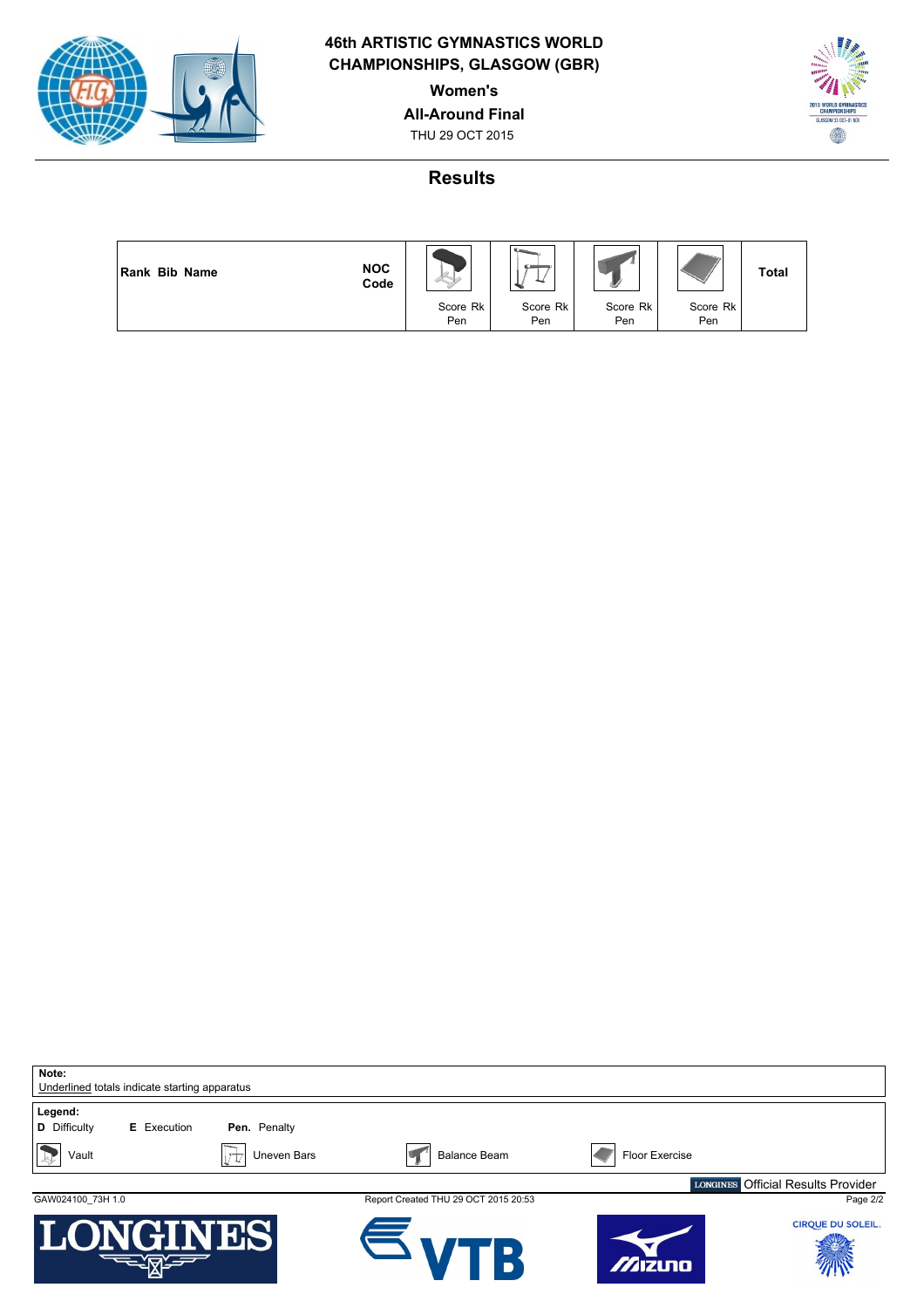46th ARTISTIC GYMNASTICS WORLD CHAMPIONSHIPS, GLASGOW (GBR)

Women's

All-Around Final

THU 29 OCT 2015

## Results

| Rank Bib Name | NOC Code | Vault Score Rk Pen | Uneven Bars Score Rk Pen | Balance Beam Score Rk Pen | Floor Exercise Score Rk Pen | Total |
|---|---|---|---|---|---|---|

**Note:**
Underlined totals indicate starting apparatus

**Legend:**
**D** Difficulty **E** Execution **Pen.** Penalty

Vault Uneven Bars Balance Beam Floor Exercise

LONGINES Official Results Provider

GAW024100_73H 1.0 Report Created THU 29 OCT 2015 20:53